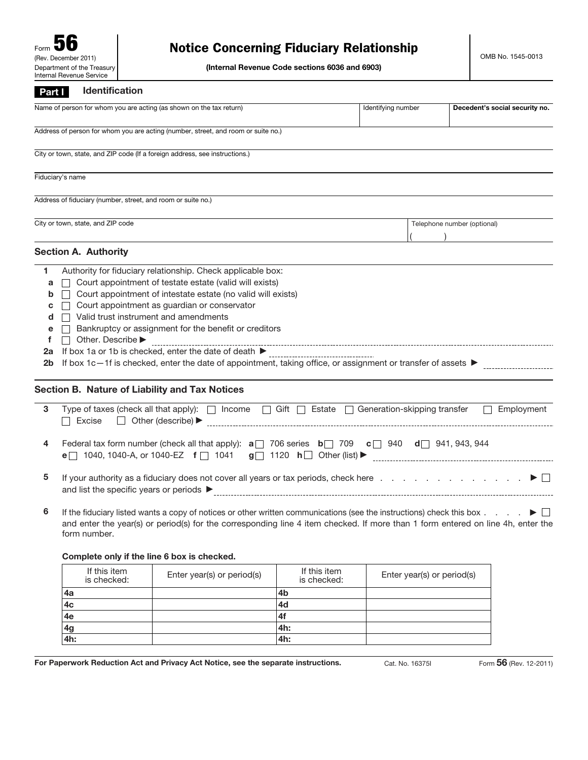Form **56**
(Rev. December 2011)
Department of the Treasury
Internal Revenue Service

# Notice Concerning Fiduciary Relationship

**(Internal Revenue Code sections 6036 and 6903)**

OMB No. 1545-0013

## Part I Identification

| Name of person for whom you are acting (as shown on the tax return) | Identifying number | **Decedent's social security no.** |
|---|---|---|
| | | |

Address of person for whom you are acting (number, street, and room or suite no.)

City or town, state, and ZIP code (If a foreign address, see instructions.)

Fiduciary's name

Address of fiduciary (number, street, and room or suite no.)

| City or town, state, and ZIP code | Telephone number (optional) |
|---|---|
| | ( ) |

### Section A. Authority

**1** Authority for fiduciary relationship. Check applicable box:

- **a** ☐ Court appointment of testate estate (valid will exists)
- **b** ☐ Court appointment of intestate estate (no valid will exists)
- **c** ☐ Court appointment as guardian or conservator
- **d** ☐ Valid trust instrument and amendments
- **e** ☐ Bankruptcy or assignment for the benefit or creditors
- **f** ☐ Other. Describe ▶

**2a** If box 1a or 1b is checked, enter the date of death ▶

**2b** If box 1c—1f is checked, enter the date of appointment, taking office, or assignment or transfer of assets ▶

### Section B. Nature of Liability and Tax Notices

**3** Type of taxes (check all that apply): ☐ Income ☐ Gift ☐ Estate ☐ Generation-skipping transfer ☐ Employment ☐ Excise ☐ Other (describe) ▶

**4** Federal tax form number (check all that apply): **a** ☐ 706 series **b** ☐ 709 **c** ☐ 940 **d** ☐ 941, 943, 944 **e** ☐ 1040, 1040-A, or 1040-EZ **f** ☐ 1041 **g** ☐ 1120 **h** ☐ Other (list) ▶

**5** If your authority as a fiduciary does not cover all years or tax periods, check here . . . . . . . . . . . . . . . ▶ ☐ and list the specific years or periods ▶

**6** If the fiduciary listed wants a copy of notices or other written communications (see the instructions) check this box . . . . . ▶ ☐ and enter the year(s) or period(s) for the corresponding line 4 item checked. If more than 1 form entered on line 4h, enter the form number.

**Complete only if the line 6 box is checked.**

| If this item is checked: | Enter year(s) or period(s) | If this item is checked: | Enter year(s) or period(s) |
|---|---|---|---|
| 4a | | 4b | |
| 4c | | 4d | |
| 4e | | 4f | |
| 4g | | 4h: | |
| 4h: | | 4h: | |

**For Paperwork Reduction Act and Privacy Act Notice, see the separate instructions.** Cat. No. 16375I Form **56** (Rev. 12-2011)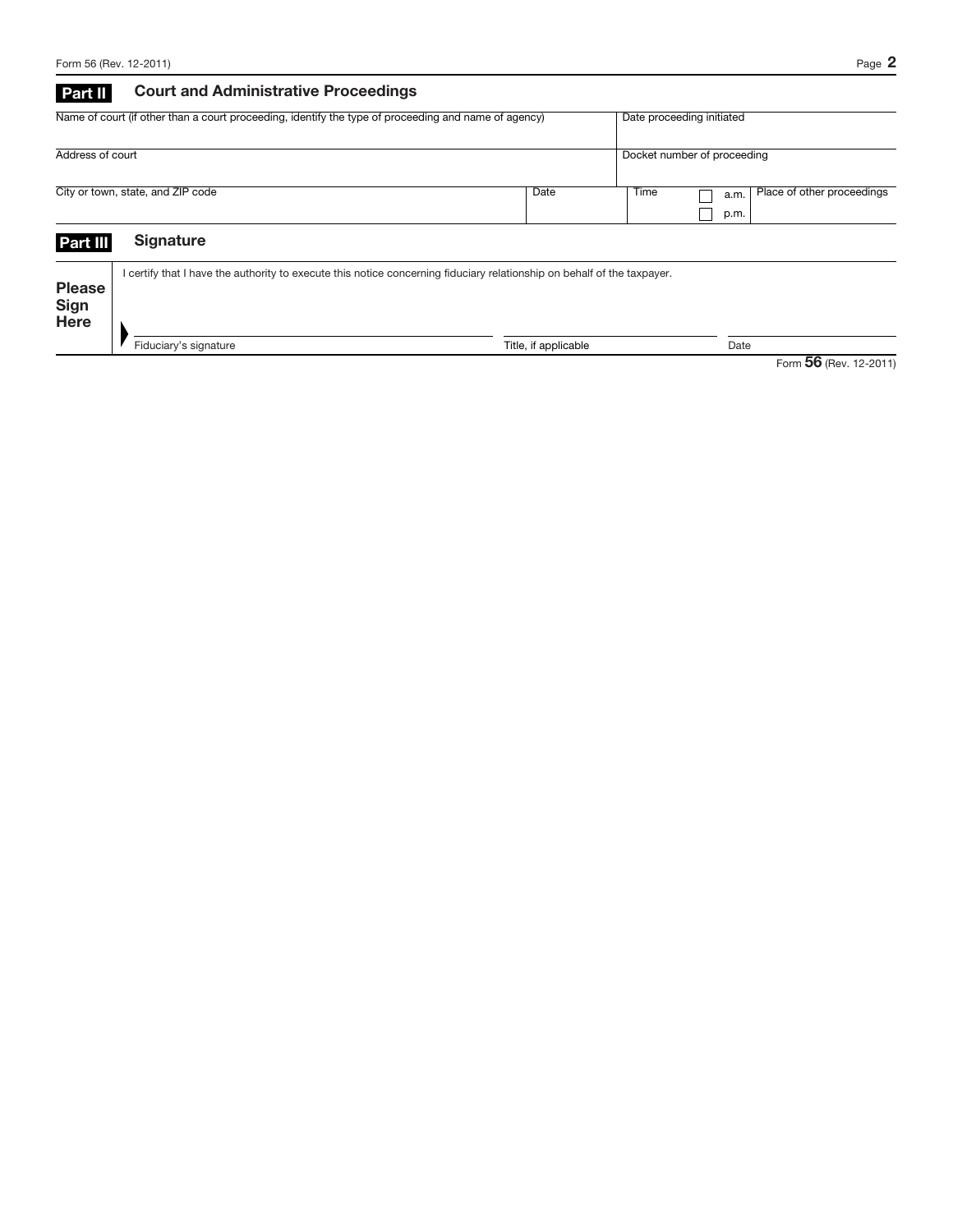## Part II Court and Administrative Proceedings

| | | | |
|---|---|---|---|
| Name of court (if other than a court proceeding, identify the type of proceeding and name of agency) | | Date proceeding initiated | |
| Address of court | | Docket number of proceeding | |
| City or town, state, and ZIP code | Date | Time ☐ a.m. ☐ p.m. | Place of other proceedings |

## Part III Signature

**Please Sign Here**

I certify that I have the authority to execute this notice concerning fiduciary relationship on behalf of the taxpayer.

| | | |
|---|---|---|
| Fiduciary's signature | Title, if applicable | Date |

Form **56** (Rev. 12-2011)